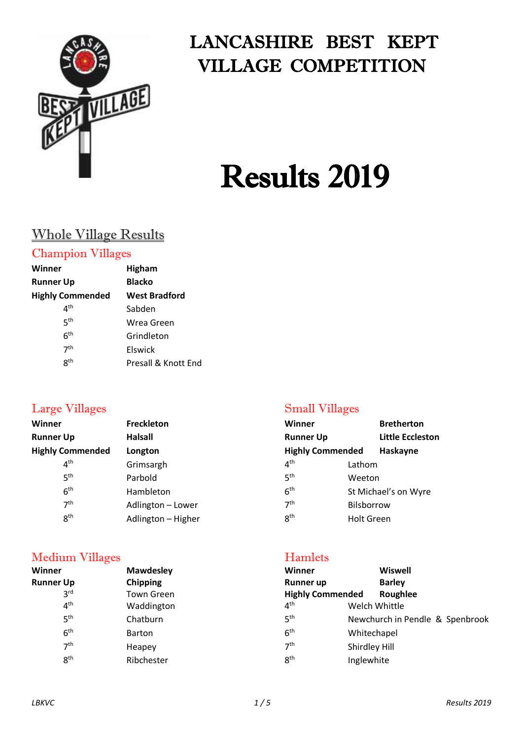# LANCASHIRE BEST KEPT VILLAGE COMPETITION

# Results 2019

## Whole Village Results

### Champion Villages

| | |
|---|---|
| **Winner** | **Higham** |
| **Runner Up** | **Blacko** |
| **Highly Commended** | **West Bradford** |
| 4th | Sabden |
| 5th | Wrea Green |
| 6th | Grindleton |
| 7th | Elswick |
| 8th | Presall & Knott End |

### Large Villages

| | |
|---|---|
| **Winner** | **Freckleton** |
| **Runner Up** | **Halsall** |
| **Highly Commended** | **Longton** |
| 4th | Grimsargh |
| 5th | Parbold |
| 6th | Hambleton |
| 7th | Adlington – Lower |
| 8th | Adlington – Higher |

### Small Villages

| | |
|---|---|
| **Winner** | **Bretherton** |
| **Runner Up** | **Little Eccleston** |
| **Highly Commended** | **Haskayne** |
| 4th | Lathom |
| 5th | Weeton |
| 6th | St Michael's on Wyre |
| 7th | Bilsborrow |
| 8th | Holt Green |

### Medium Villages

| | |
|---|---|
| **Winner** | **Mawdesley** |
| **Runner Up** | **Chipping** |
| 3rd | Town Green |
| 4th | Waddington |
| 5th | Chatburn |
| 6th | Barton |
| 7th | Heapey |
| 8th | Ribchester |

### Hamlets

| | |
|---|---|
| **Winner** | **Wiswell** |
| **Runner up** | **Barley** |
| **Highly Commended** | **Roughlee** |
| 4th | Welch Whittle |
| 5th | Newchurch in Pendle & Spenbrook |
| 6th | Whitechapel |
| 7th | Shirdley Hill |
| 8th | Inglewhite |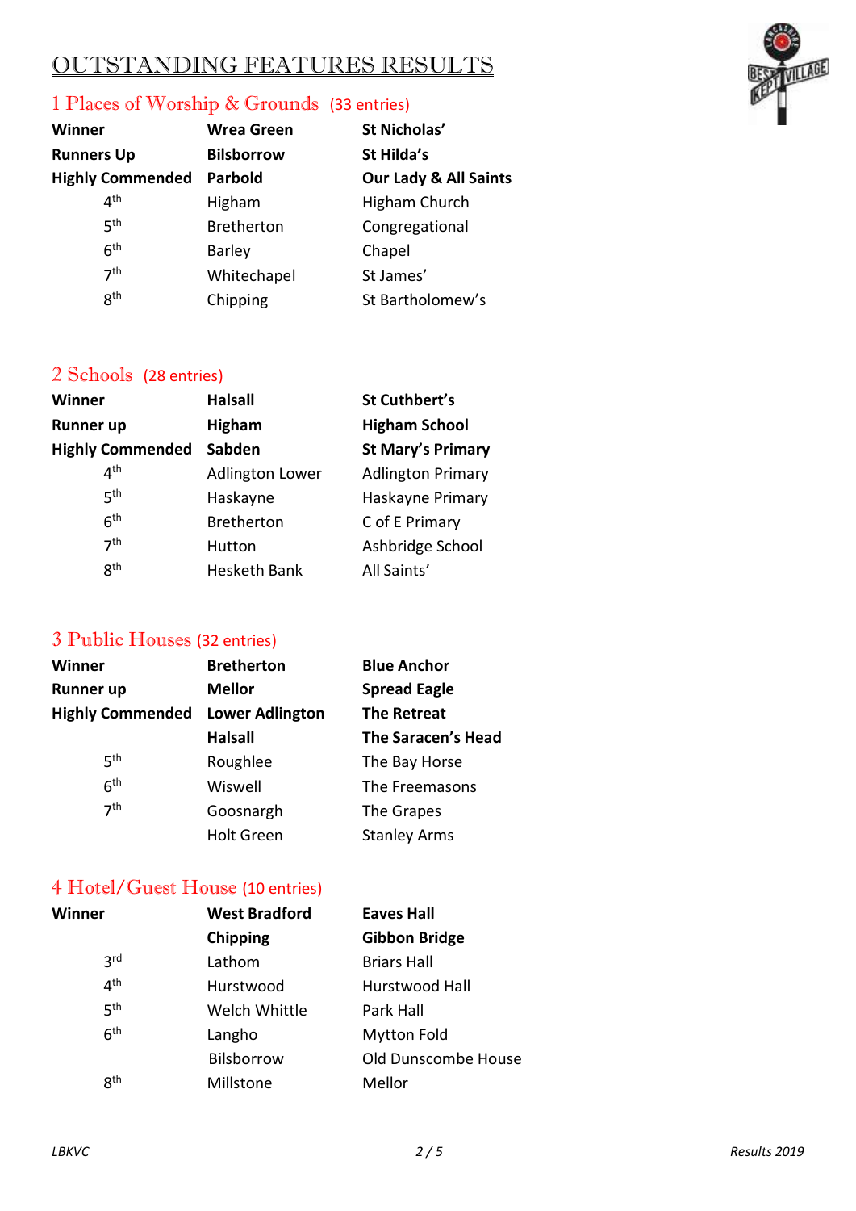# OUTSTANDING FEATURES RESULTS

## 1 Places of Worship & Grounds (33 entries)

| | | |
|---|---|---|
| **Winner** | **Wrea Green** | **St Nicholas'** |
| **Runners Up** | **Bilsborrow** | **St Hilda's** |
| **Highly Commended** | **Parbold** | **Our Lady & All Saints** |
| 4th | Higham | Higham Church |
| 5th | Bretherton | Congregational |
| 6th | Barley | Chapel |
| 7th | Whitechapel | St James' |
| 8th | Chipping | St Bartholomew's |

## 2 Schools (28 entries)

| | | |
|---|---|---|
| **Winner** | **Halsall** | **St Cuthbert's** |
| **Runner up** | **Higham** | **Higham School** |
| **Highly Commended** | **Sabden** | **St Mary's Primary** |
| 4th | Adlington Lower | Adlington Primary |
| 5th | Haskayne | Haskayne Primary |
| 6th | Bretherton | C of E Primary |
| 7th | Hutton | Ashbridge School |
| 8th | Hesketh Bank | All Saints' |

## 3 Public Houses (32 entries)

| | | |
|---|---|---|
| **Winner** | **Bretherton** | **Blue Anchor** |
| **Runner up** | **Mellor** | **Spread Eagle** |
| **Highly Commended** | **Lower Adlington** | **The Retreat** |
| | **Halsall** | **The Saracen's Head** |
| 5th | Roughlee | The Bay Horse |
| 6th | Wiswell | The Freemasons |
| 7th | Goosnargh | The Grapes |
| | Holt Green | Stanley Arms |

## 4 Hotel/Guest House (10 entries)

| | | |
|---|---|---|
| **Winner** | **West Bradford** | **Eaves Hall** |
| | **Chipping** | **Gibbon Bridge** |
| 3rd | Lathom | Briars Hall |
| 4th | Hurstwood | Hurstwood Hall |
| 5th | Welch Whittle | Park Hall |
| 6th | Langho | Mytton Fold |
| | Bilsborrow | Old Dunscombe House |
| 8th | Millstone | Mellor |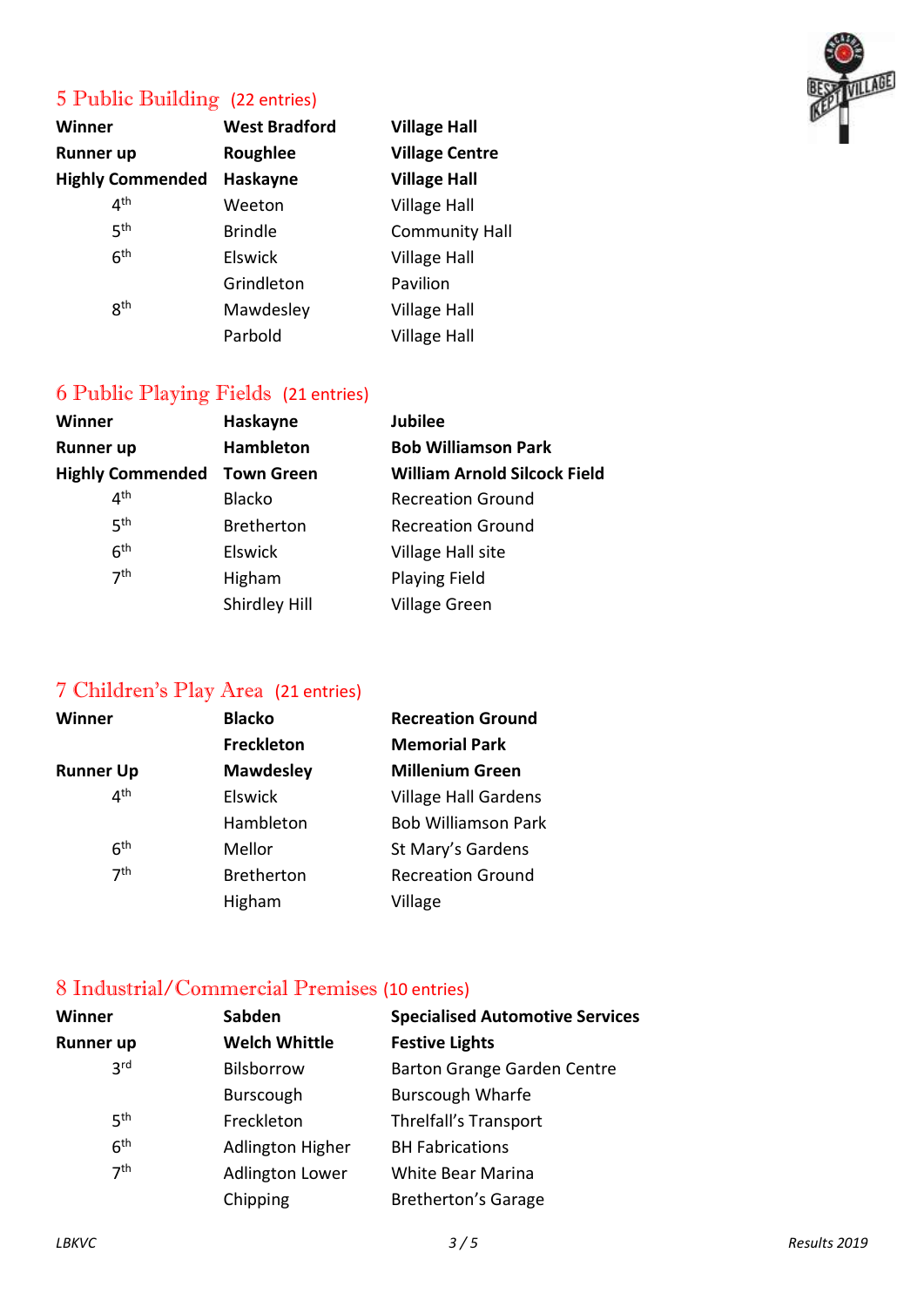## 5 Public Building (22 entries)

| | | |
|---|---|---|
| **Winner** | **West Bradford** | **Village Hall** |
| **Runner up** | **Roughlee** | **Village Centre** |
| **Highly Commended** | **Haskayne** | **Village Hall** |
| 4th | Weeton | Village Hall |
| 5th | Brindle | Community Hall |
| 6th | Elswick | Village Hall |
| | Grindleton | Pavilion |
| 8th | Mawdesley | Village Hall |
| | Parbold | Village Hall |

## 6 Public Playing Fields (21 entries)

| | | |
|---|---|---|
| **Winner** | **Haskayne** | **Jubilee** |
| **Runner up** | **Hambleton** | **Bob Williamson Park** |
| **Highly Commended** | **Town Green** | **William Arnold Silcock Field** |
| 4th | Blacko | Recreation Ground |
| 5th | Bretherton | Recreation Ground |
| 6th | Elswick | Village Hall site |
| 7th | Higham | Playing Field |
| | Shirdley Hill | Village Green |

## 7 Children's Play Area (21 entries)

| | | |
|---|---|---|
| **Winner** | **Blacko** | **Recreation Ground** |
| | **Freckleton** | **Memorial Park** |
| **Runner Up** | **Mawdesley** | **Millenium Green** |
| 4th | Elswick | Village Hall Gardens |
| | Hambleton | Bob Williamson Park |
| 6th | Mellor | St Mary's Gardens |
| 7th | Bretherton | Recreation Ground |
| | Higham | Village |

## 8 Industrial/Commercial Premises (10 entries)

| | | |
|---|---|---|
| **Winner** | **Sabden** | **Specialised Automotive Services** |
| **Runner up** | **Welch Whittle** | **Festive Lights** |
| 3rd | Bilsborrow | Barton Grange Garden Centre |
| | Burscough | Burscough Wharfe |
| 5th | Freckleton | Threlfall's Transport |
| 6th | Adlington Higher | BH Fabrications |
| 7th | Adlington Lower | White Bear Marina |
| | Chipping | Bretherton's Garage |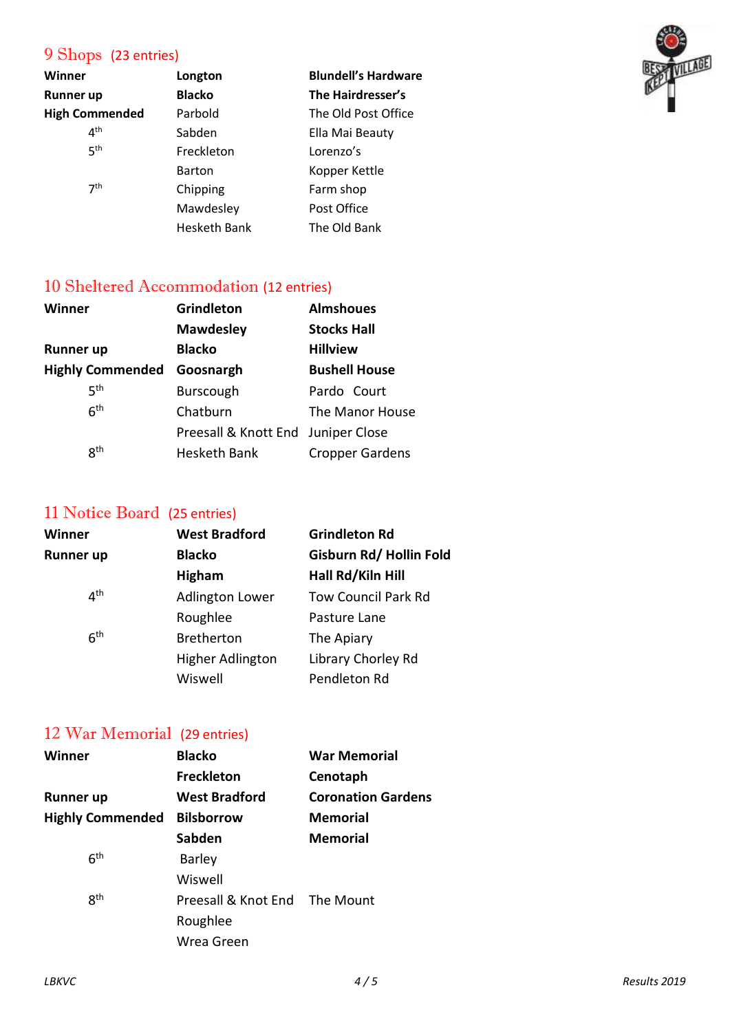## 9 Shops (23 entries)

| | | |
|---|---|---|
| **Winner** | **Longton** | **Blundell's Hardware** |
| **Runner up** | **Blacko** | **The Hairdresser's** |
| **High Commended** | Parbold | The Old Post Office |
| 4th | Sabden | Ella Mai Beauty |
| 5th | Freckleton | Lorenzo's |
| | Barton | Kopper Kettle |
| 7th | Chipping | Farm shop |
| | Mawdesley | Post Office |
| | Hesketh Bank | The Old Bank |

## 10 Sheltered Accommodation (12 entries)

| | | |
|---|---|---|
| **Winner** | **Grindleton** | **Almshoues** |
| | **Mawdesley** | **Stocks Hall** |
| **Runner up** | **Blacko** | **Hillview** |
| **Highly Commended** | **Goosnargh** | **Bushell House** |
| 5th | Burscough | Pardo Court |
| 6th | Chatburn | The Manor House |
| | Preesall & Knott End | Juniper Close |
| 8th | Hesketh Bank | Cropper Gardens |

## 11 Notice Board (25 entries)

| | | |
|---|---|---|
| **Winner** | **West Bradford** | **Grindleton Rd** |
| **Runner up** | **Blacko** | **Gisburn Rd/ Hollin Fold** |
| | **Higham** | **Hall Rd/Kiln Hill** |
| 4th | Adlington Lower | Tow Council Park Rd |
| | Roughlee | Pasture Lane |
| 6th | Bretherton | The Apiary |
| | Higher Adlington | Library Chorley Rd |
| | Wiswell | Pendleton Rd |

## 12 War Memorial (29 entries)

| | | |
|---|---|---|
| **Winner** | **Blacko** | **War Memorial** |
| | **Freckleton** | **Cenotaph** |
| **Runner up** | **West Bradford** | **Coronation Gardens** |
| **Highly Commended** | **Bilsborrow** | **Memorial** |
| | **Sabden** | **Memorial** |
| 6th | Barley | |
| | Wiswell | |
| 8th | Preesall & Knot End | The Mount |
| | Roughlee | |
| | Wrea Green | |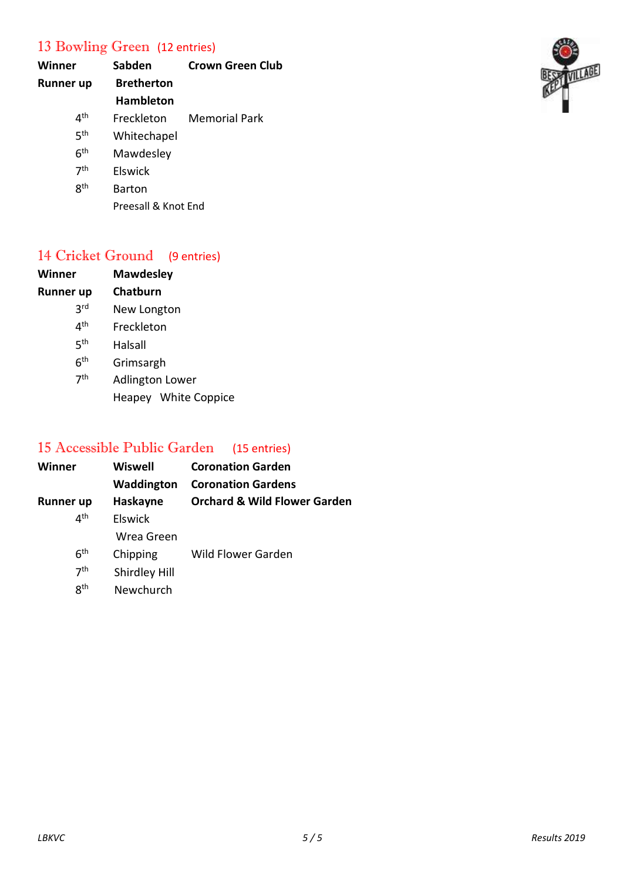## 13 Bowling Green (12 entries)

| | | |
|---|---|---|
| **Winner** | **Sabden** | **Crown Green Club** |
| **Runner up** | **Bretherton** | |
| | **Hambleton** | |
| 4th | Freckleton | Memorial Park |
| 5th | Whitechapel | |
| 6th | Mawdesley | |
| 7th | Elswick | |
| 8th | Barton | |
| | Preesall & Knot End | |

## 14 Cricket Ground (9 entries)

| | |
|---|---|
| **Winner** | **Mawdesley** |
| **Runner up** | **Chatburn** |
| 3rd | New Longton |
| 4th | Freckleton |
| 5th | Halsall |
| 6th | Grimsargh |
| 7th | Adlington Lower |
| | Heapey White Coppice |

## 15 Accessible Public Garden (15 entries)

| | | |
|---|---|---|
| **Winner** | **Wiswell** | **Coronation Garden** |
| | **Waddington** | **Coronation Gardens** |
| **Runner up** | **Haskayne** | **Orchard & Wild Flower Garden** |
| 4th | Elswick | |
| | Wrea Green | |
| 6th | Chipping | Wild Flower Garden |
| 7th | Shirdley Hill | |
| 8th | Newchurch | |